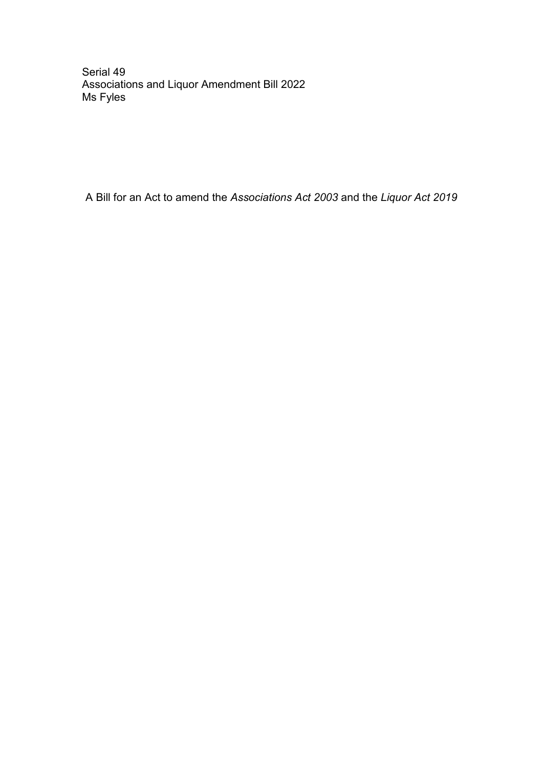Serial 49
Associations and Liquor Amendment Bill 2022
Ms Fyles

A Bill for an Act to amend the *Associations Act 2003* and the *Liquor Act 2019*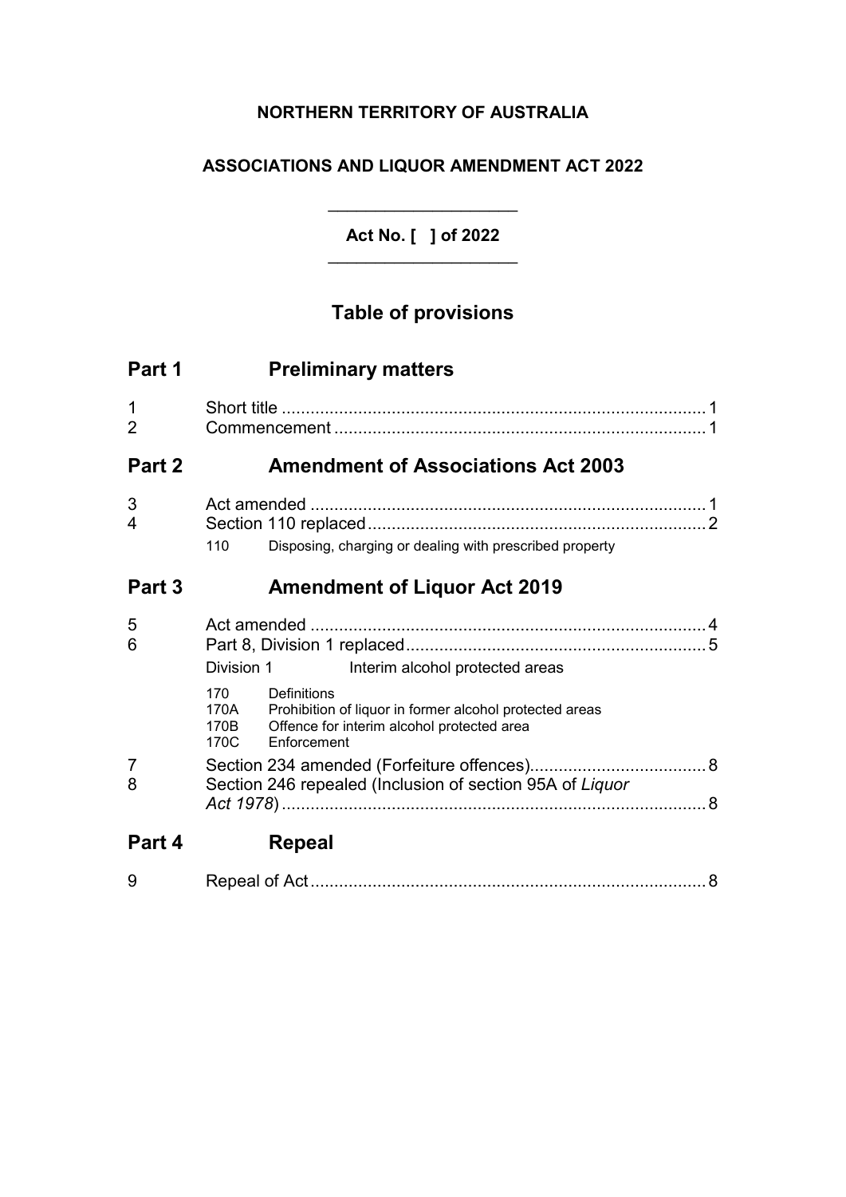**NORTHERN TERRITORY OF AUSTRALIA**

**ASSOCIATIONS AND LIQUOR AMENDMENT ACT 2022**

**Act No. [ ] of 2022**

## Table of provisions

## Part 1 Preliminary matters

1 Short title ........ 1
2 Commencement ........ 1

## Part 2 Amendment of Associations Act 2003

3 Act amended ........ 1
4 Section 110 replaced ........ 2
  110 Disposing, charging or dealing with prescribed property

## Part 3 Amendment of Liquor Act 2019

5 Act amended ........ 4
6 Part 8, Division 1 replaced ........ 5
  Division 1 Interim alcohol protected areas
  170 Definitions
  170A Prohibition of liquor in former alcohol protected areas
  170B Offence for interim alcohol protected area
  170C Enforcement
7 Section 234 amended (Forfeiture offences) ........ 8
8 Section 246 repealed (Inclusion of section 95A of *Liquor Act 1978*) ........ 8

## Part 4 Repeal

9 Repeal of Act ........ 8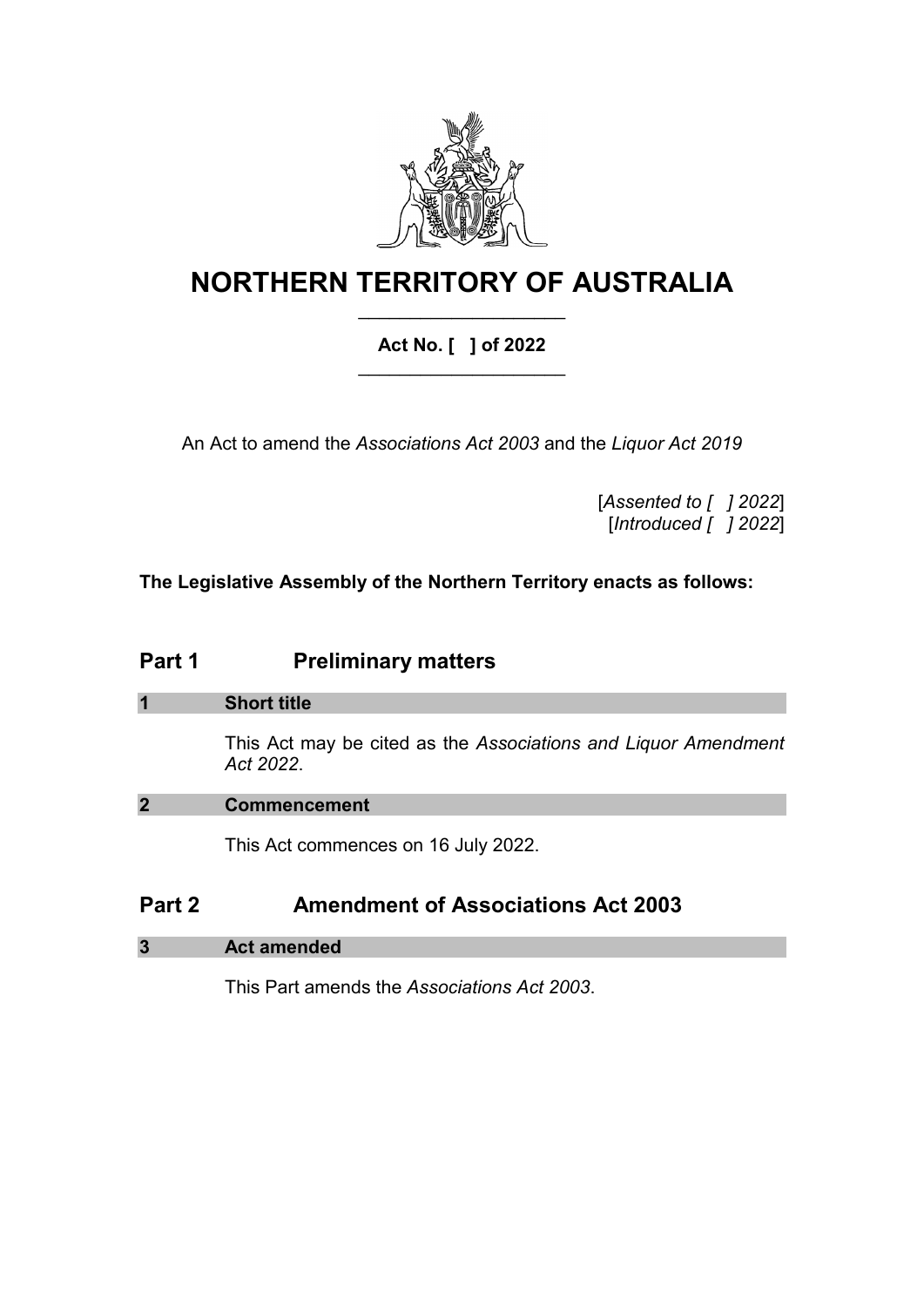# NORTHERN TERRITORY OF AUSTRALIA

**Act No. [ ] of 2022**

An Act to amend the *Associations Act 2003* and the *Liquor Act 2019*

[*Assented to [ ] 2022*]
[*Introduced [ ] 2022*]

**The Legislative Assembly of the Northern Territory enacts as follows:**

## Part 1 Preliminary matters

### 1 Short title

This Act may be cited as the *Associations and Liquor Amendment Act 2022*.

### 2 Commencement

This Act commences on 16 July 2022.

## Part 2 Amendment of Associations Act 2003

### 3 Act amended

This Part amends the *Associations Act 2003*.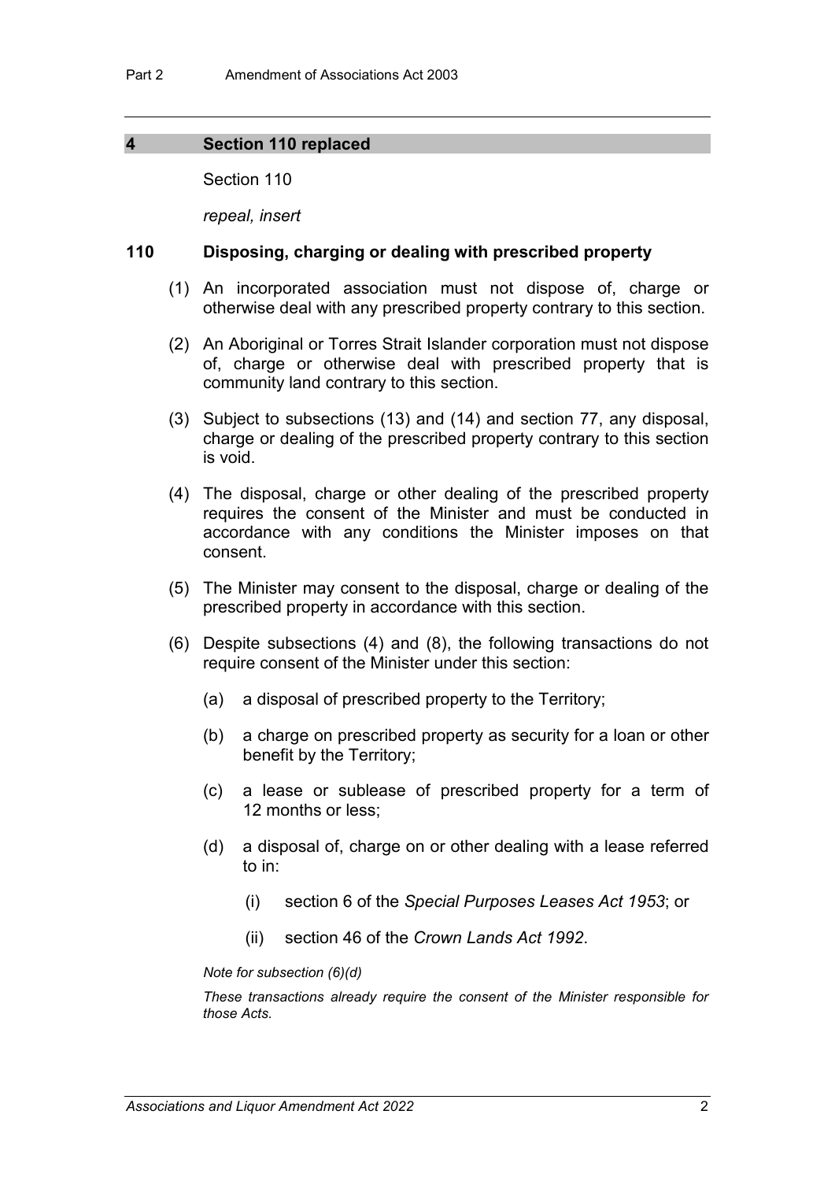## 4 Section 110 replaced

Section 110

*repeal, insert*

### 110 Disposing, charging or dealing with prescribed property

(1) An incorporated association must not dispose of, charge or otherwise deal with any prescribed property contrary to this section.

(2) An Aboriginal or Torres Strait Islander corporation must not dispose of, charge or otherwise deal with prescribed property that is community land contrary to this section.

(3) Subject to subsections (13) and (14) and section 77, any disposal, charge or dealing of the prescribed property contrary to this section is void.

(4) The disposal, charge or other dealing of the prescribed property requires the consent of the Minister and must be conducted in accordance with any conditions the Minister imposes on that consent.

(5) The Minister may consent to the disposal, charge or dealing of the prescribed property in accordance with this section.

(6) Despite subsections (4) and (8), the following transactions do not require consent of the Minister under this section:

- (a) a disposal of prescribed property to the Territory;
- (b) a charge on prescribed property as security for a loan or other benefit by the Territory;
- (c) a lease or sublease of prescribed property for a term of 12 months or less;
- (d) a disposal of, charge on or other dealing with a lease referred to in:
  - (i) section 6 of the *Special Purposes Leases Act 1953*; or
  - (ii) section 46 of the *Crown Lands Act 1992*.

*Note for subsection (6)(d)*

*These transactions already require the consent of the Minister responsible for those Acts.*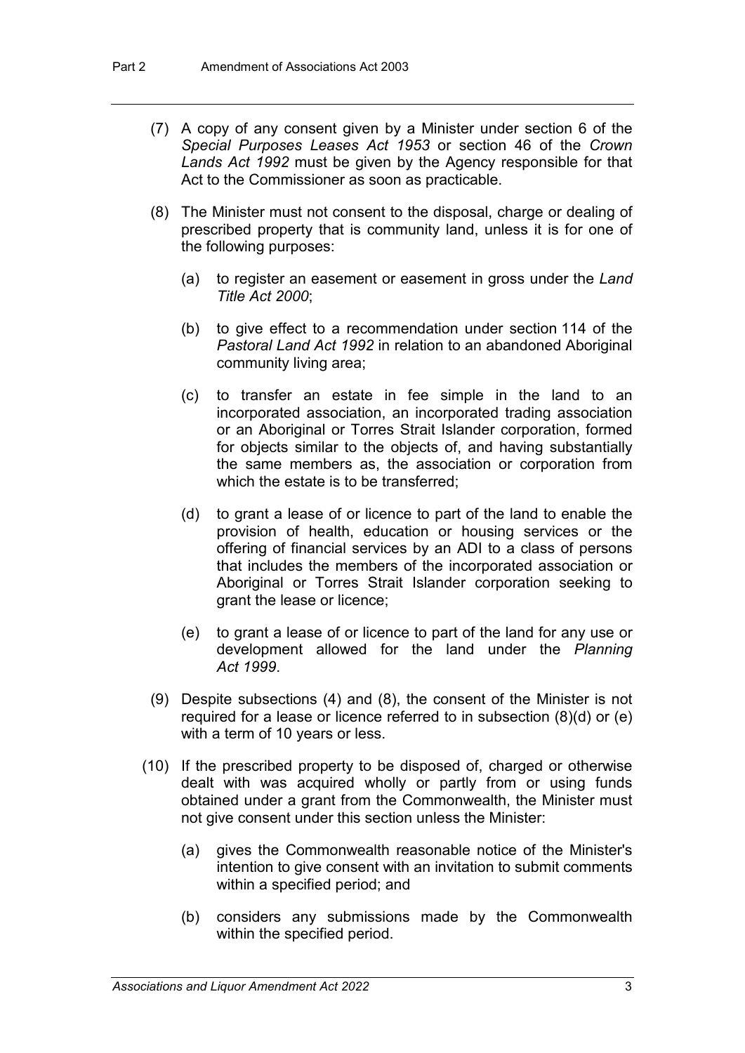(7) A copy of any consent given by a Minister under section 6 of the *Special Purposes Leases Act 1953* or section 46 of the *Crown Lands Act 1992* must be given by the Agency responsible for that Act to the Commissioner as soon as practicable.

(8) The Minister must not consent to the disposal, charge or dealing of prescribed property that is community land, unless it is for one of the following purposes:

(a) to register an easement or easement in gross under the *Land Title Act 2000*;

(b) to give effect to a recommendation under section 114 of the *Pastoral Land Act 1992* in relation to an abandoned Aboriginal community living area;

(c) to transfer an estate in fee simple in the land to an incorporated association, an incorporated trading association or an Aboriginal or Torres Strait Islander corporation, formed for objects similar to the objects of, and having substantially the same members as, the association or corporation from which the estate is to be transferred;

(d) to grant a lease of or licence to part of the land to enable the provision of health, education or housing services or the offering of financial services by an ADI to a class of persons that includes the members of the incorporated association or Aboriginal or Torres Strait Islander corporation seeking to grant the lease or licence;

(e) to grant a lease of or licence to part of the land for any use or development allowed for the land under the *Planning Act 1999*.

(9) Despite subsections (4) and (8), the consent of the Minister is not required for a lease or licence referred to in subsection (8)(d) or (e) with a term of 10 years or less.

(10) If the prescribed property to be disposed of, charged or otherwise dealt with was acquired wholly or partly from or using funds obtained under a grant from the Commonwealth, the Minister must not give consent under this section unless the Minister:

(a) gives the Commonwealth reasonable notice of the Minister's intention to give consent with an invitation to submit comments within a specified period; and

(b) considers any submissions made by the Commonwealth within the specified period.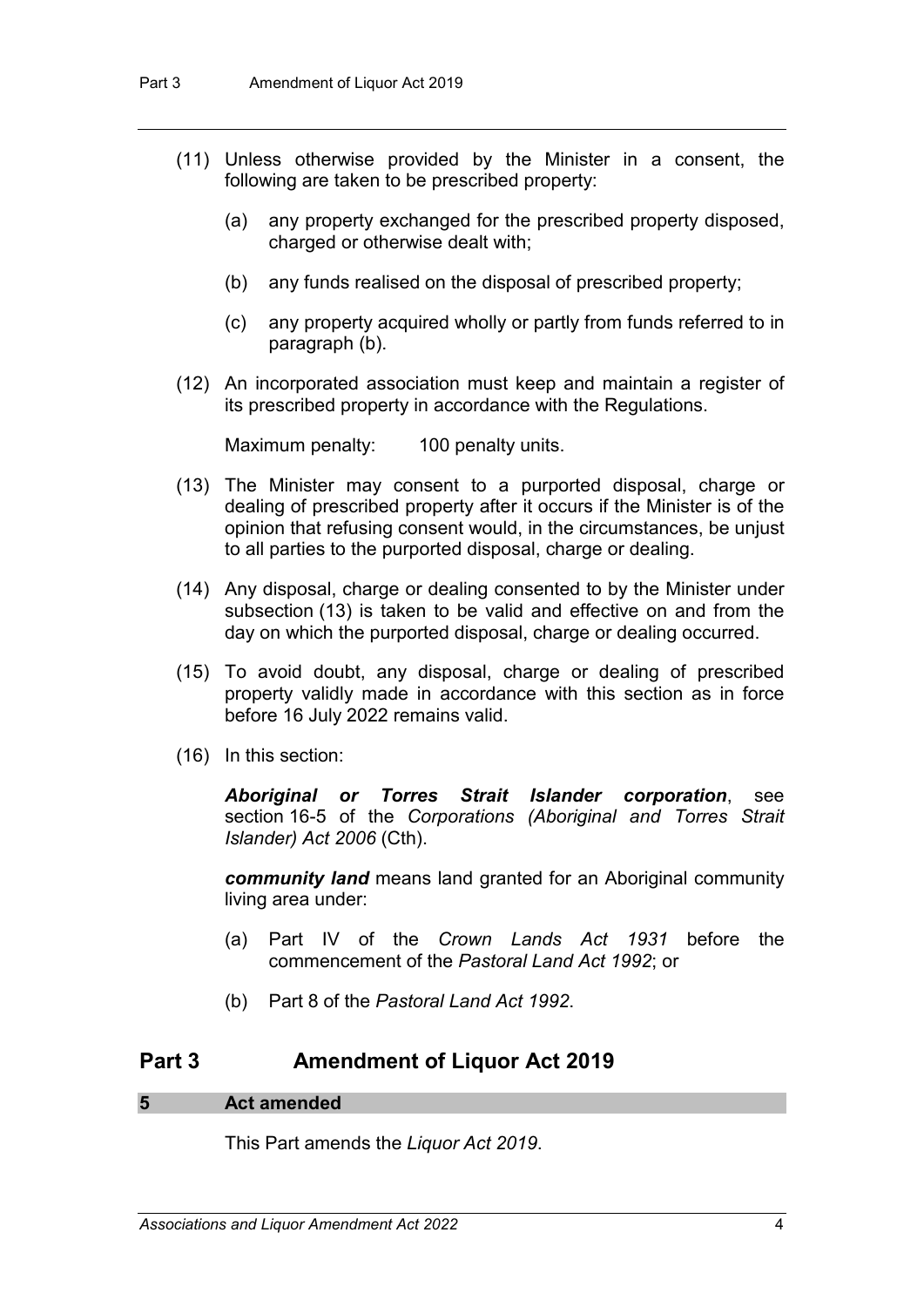(11) Unless otherwise provided by the Minister in a consent, the following are taken to be prescribed property:

(a) any property exchanged for the prescribed property disposed, charged or otherwise dealt with;

(b) any funds realised on the disposal of prescribed property;

(c) any property acquired wholly or partly from funds referred to in paragraph (b).

(12) An incorporated association must keep and maintain a register of its prescribed property in accordance with the Regulations.

Maximum penalty: 100 penalty units.

(13) The Minister may consent to a purported disposal, charge or dealing of prescribed property after it occurs if the Minister is of the opinion that refusing consent would, in the circumstances, be unjust to all parties to the purported disposal, charge or dealing.

(14) Any disposal, charge or dealing consented to by the Minister under subsection (13) is taken to be valid and effective on and from the day on which the purported disposal, charge or dealing occurred.

(15) To avoid doubt, any disposal, charge or dealing of prescribed property validly made in accordance with this section as in force before 16 July 2022 remains valid.

(16) In this section:

***Aboriginal or Torres Strait Islander corporation***, see section 16-5 of the *Corporations (Aboriginal and Torres Strait Islander) Act 2006* (Cth).

***community land*** means land granted for an Aboriginal community living area under:

(a) Part IV of the *Crown Lands Act 1931* before the commencement of the *Pastoral Land Act 1992*; or

(b) Part 8 of the *Pastoral Land Act 1992*.

## Part 3 Amendment of Liquor Act 2019

### 5 Act amended

This Part amends the *Liquor Act 2019*.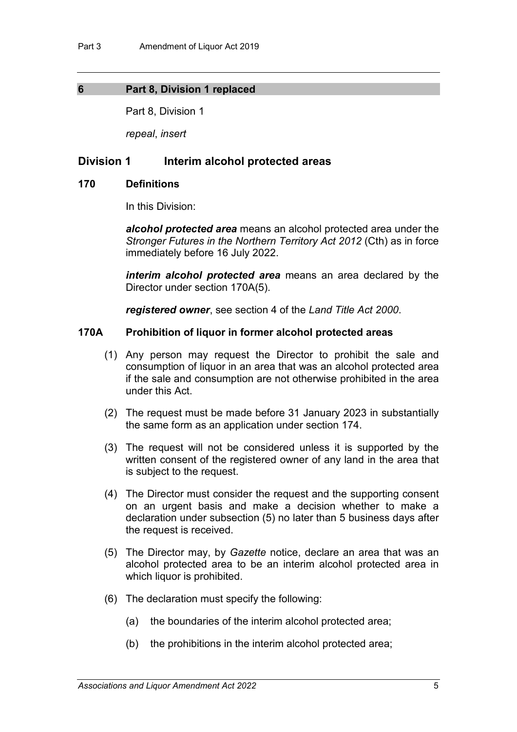## 6 Part 8, Division 1 replaced

Part 8, Division 1

*repeal*, *insert*

## Division 1 Interim alcohol protected areas

### 170 Definitions

In this Division:

***alcohol protected area*** means an alcohol protected area under the *Stronger Futures in the Northern Territory Act 2012* (Cth) as in force immediately before 16 July 2022.

***interim alcohol protected area*** means an area declared by the Director under section 170A(5).

***registered owner***, see section 4 of the *Land Title Act 2000*.

### 170A Prohibition of liquor in former alcohol protected areas

(1) Any person may request the Director to prohibit the sale and consumption of liquor in an area that was an alcohol protected area if the sale and consumption are not otherwise prohibited in the area under this Act.

(2) The request must be made before 31 January 2023 in substantially the same form as an application under section 174.

(3) The request will not be considered unless it is supported by the written consent of the registered owner of any land in the area that is subject to the request.

(4) The Director must consider the request and the supporting consent on an urgent basis and make a decision whether to make a declaration under subsection (5) no later than 5 business days after the request is received.

(5) The Director may, by *Gazette* notice, declare an area that was an alcohol protected area to be an interim alcohol protected area in which liquor is prohibited.

(6) The declaration must specify the following:

- (a) the boundaries of the interim alcohol protected area;
- (b) the prohibitions in the interim alcohol protected area;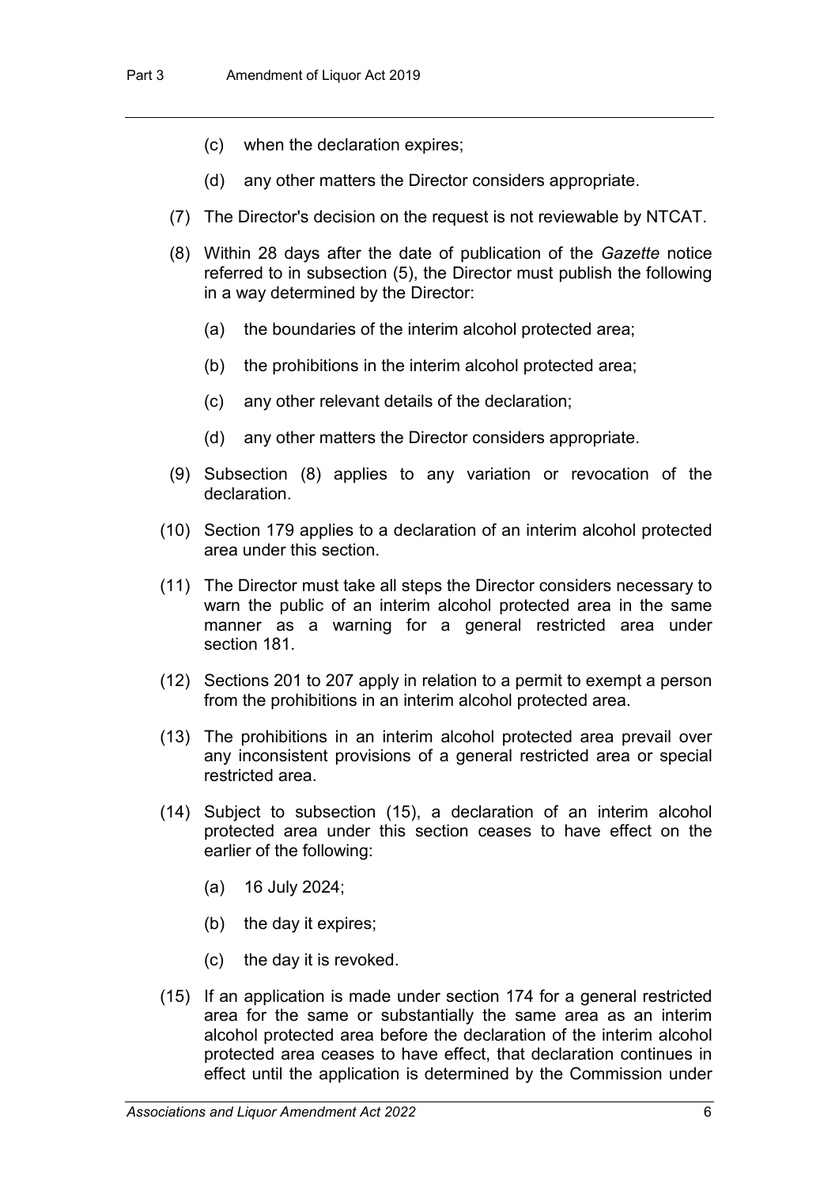(c) when the declaration expires;

(d) any other matters the Director considers appropriate.

(7) The Director's decision on the request is not reviewable by NTCAT.

(8) Within 28 days after the date of publication of the *Gazette* notice referred to in subsection (5), the Director must publish the following in a way determined by the Director:

(a) the boundaries of the interim alcohol protected area;

(b) the prohibitions in the interim alcohol protected area;

(c) any other relevant details of the declaration;

(d) any other matters the Director considers appropriate.

(9) Subsection (8) applies to any variation or revocation of the declaration.

(10) Section 179 applies to a declaration of an interim alcohol protected area under this section.

(11) The Director must take all steps the Director considers necessary to warn the public of an interim alcohol protected area in the same manner as a warning for a general restricted area under section 181.

(12) Sections 201 to 207 apply in relation to a permit to exempt a person from the prohibitions in an interim alcohol protected area.

(13) The prohibitions in an interim alcohol protected area prevail over any inconsistent provisions of a general restricted area or special restricted area.

(14) Subject to subsection (15), a declaration of an interim alcohol protected area under this section ceases to have effect on the earlier of the following:

(a) 16 July 2024;

(b) the day it expires;

(c) the day it is revoked.

(15) If an application is made under section 174 for a general restricted area for the same or substantially the same area as an interim alcohol protected area before the declaration of the interim alcohol protected area ceases to have effect, that declaration continues in effect until the application is determined by the Commission under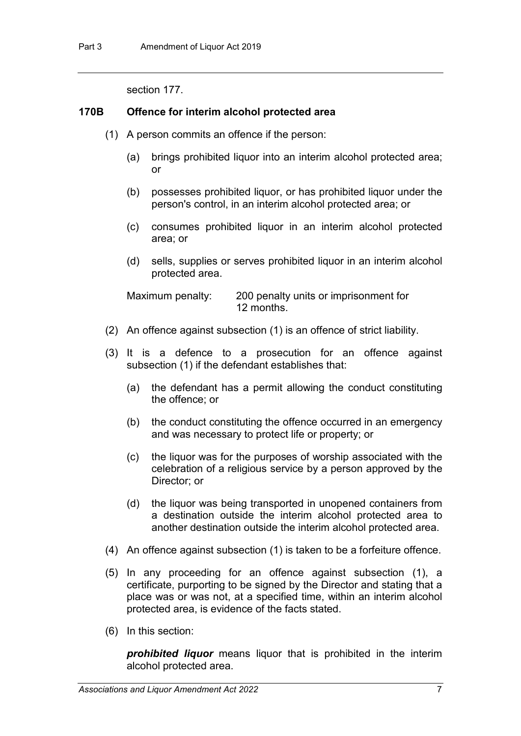section 177.

### 170B Offence for interim alcohol protected area

(1) A person commits an offence if the person:

(a) brings prohibited liquor into an interim alcohol protected area; or

(b) possesses prohibited liquor, or has prohibited liquor under the person's control, in an interim alcohol protected area; or

(c) consumes prohibited liquor in an interim alcohol protected area; or

(d) sells, supplies or serves prohibited liquor in an interim alcohol protected area.

Maximum penalty: 200 penalty units or imprisonment for 12 months.

(2) An offence against subsection (1) is an offence of strict liability.

(3) It is a defence to a prosecution for an offence against subsection (1) if the defendant establishes that:

(a) the defendant has a permit allowing the conduct constituting the offence; or

(b) the conduct constituting the offence occurred in an emergency and was necessary to protect life or property; or

(c) the liquor was for the purposes of worship associated with the celebration of a religious service by a person approved by the Director; or

(d) the liquor was being transported in unopened containers from a destination outside the interim alcohol protected area to another destination outside the interim alcohol protected area.

(4) An offence against subsection (1) is taken to be a forfeiture offence.

(5) In any proceeding for an offence against subsection (1), a certificate, purporting to be signed by the Director and stating that a place was or was not, at a specified time, within an interim alcohol protected area, is evidence of the facts stated.

(6) In this section:

***prohibited liquor*** means liquor that is prohibited in the interim alcohol protected area.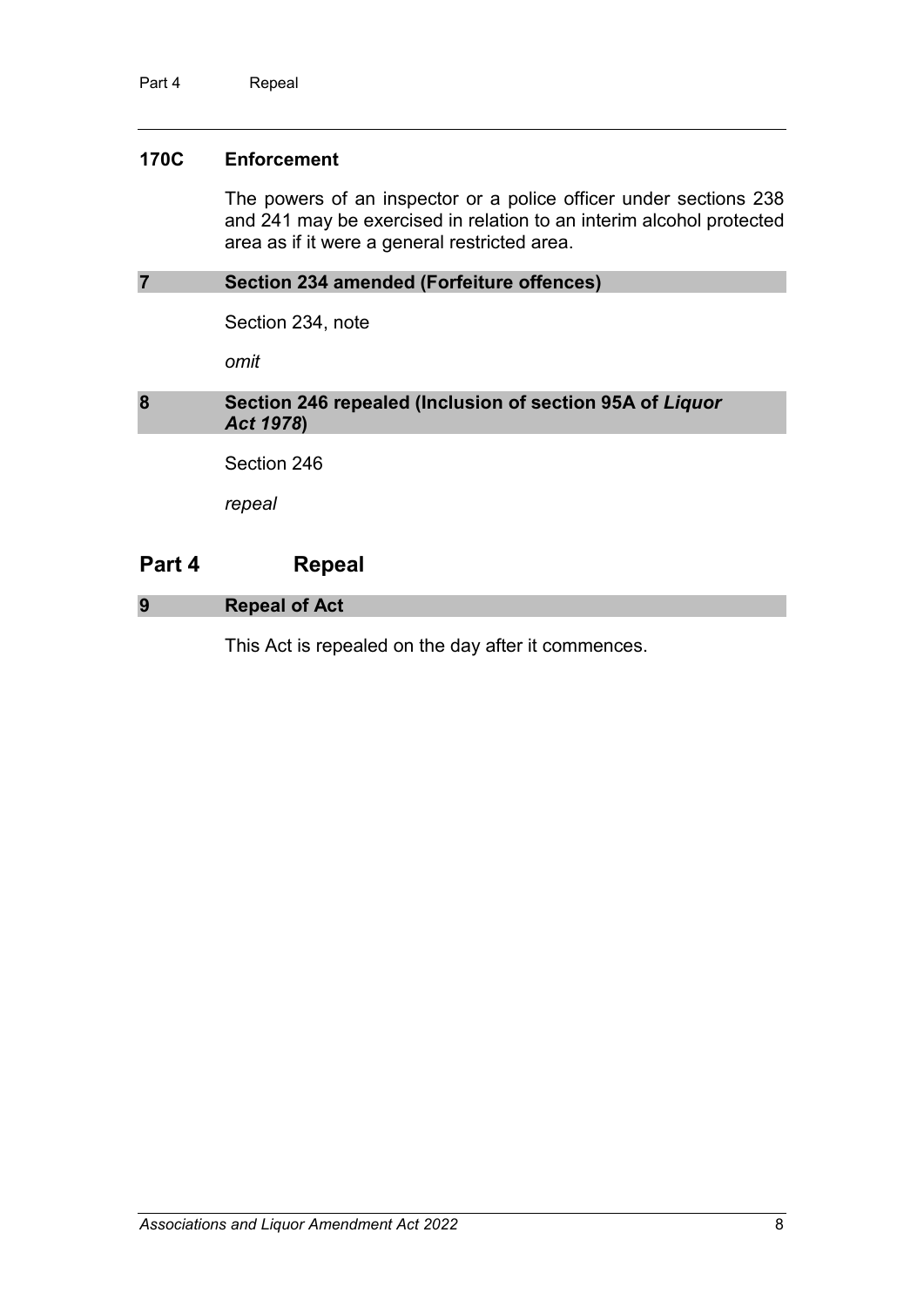**170C Enforcement**

The powers of an inspector or a police officer under sections 238 and 241 may be exercised in relation to an interim alcohol protected area as if it were a general restricted area.

### 7 Section 234 amended (Forfeiture offences)

Section 234, note

*omit*

### 8 Section 246 repealed (Inclusion of section 95A of *Liquor Act 1978*)

Section 246

*repeal*

## Part 4 Repeal

### 9 Repeal of Act

This Act is repealed on the day after it commences.